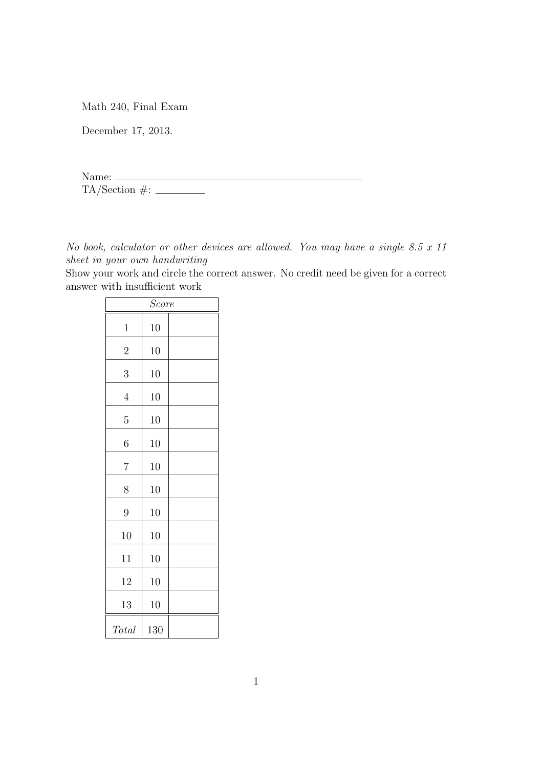Math 240, Final Exam

December 17, 2013.

Name: ____________________________________________

TA/Section #: __________

*No book, calculator or other devices are allowed. You may have a single 8.5 x 11 sheet in your own handwriting*

Show your work and circle the correct answer. No credit need be given for a correct answer with insufficient work

| *Score* | | |
|---|---|---|
| 1 | 10 | |
| 2 | 10 | |
| 3 | 10 | |
| 4 | 10 | |
| 5 | 10 | |
| 6 | 10 | |
| 7 | 10 | |
| 8 | 10 | |
| 9 | 10 | |
| 10 | 10 | |
| 11 | 10 | |
| 12 | 10 | |
| 13 | 10 | |
| *Total* | 130 | |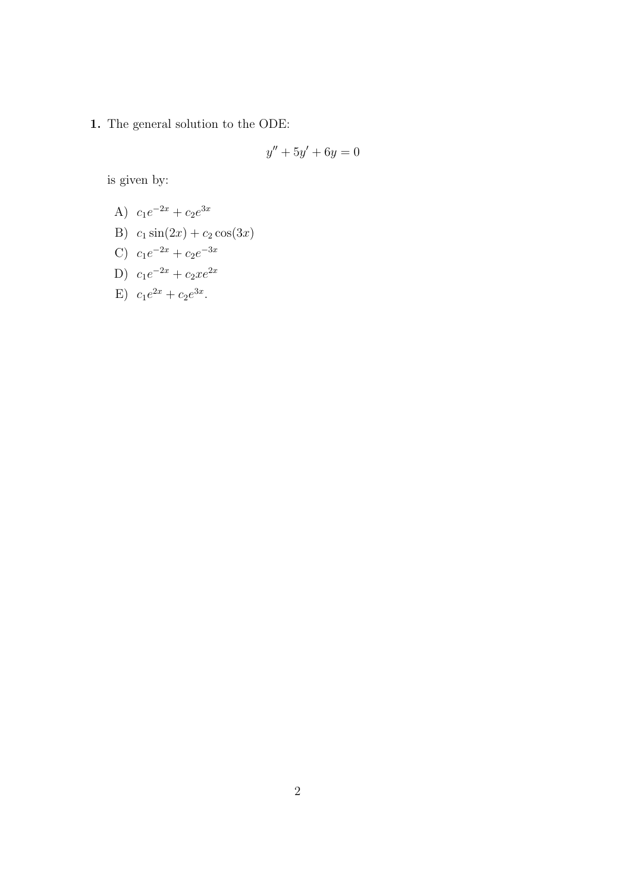**1.** The general solution to the ODE:

$$y'' + 5y' + 6y = 0$$

is given by:

A) $c_1 e^{-2x} + c_2 e^{3x}$

B) $c_1 \sin(2x) + c_2 \cos(3x)$

C) $c_1 e^{-2x} + c_2 e^{-3x}$

D) $c_1 e^{-2x} + c_2 x e^{2x}$

E) $c_1 e^{2x} + c_2 e^{3x}$.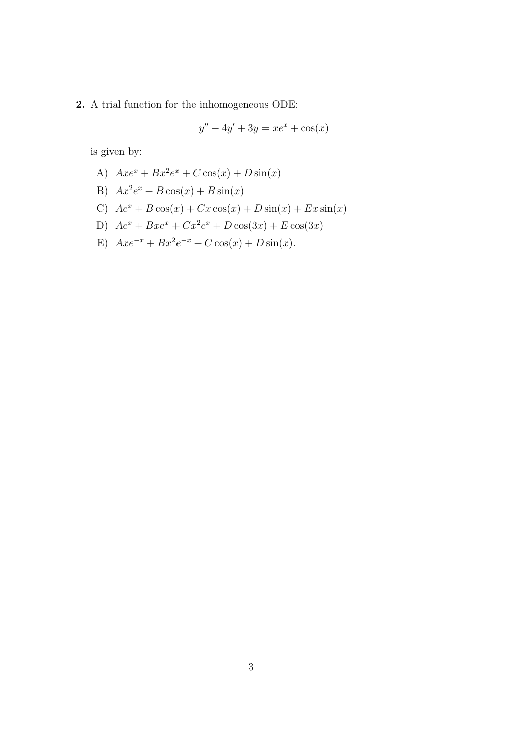**2.** A trial function for the inhomogeneous ODE:

$$y'' - 4y' + 3y = xe^x + \cos(x)$$

is given by:

A) $Axe^x + Bx^2e^x + C\cos(x) + D\sin(x)$

B) $Ax^2e^x + B\cos(x) + B\sin(x)$

C) $Ae^x + B\cos(x) + Cx\cos(x) + D\sin(x) + Ex\sin(x)$

D) $Ae^x + Bxe^x + Cx^2e^x + D\cos(3x) + E\cos(3x)$

E) $Axe^{-x} + Bx^2e^{-x} + C\cos(x) + D\sin(x)$.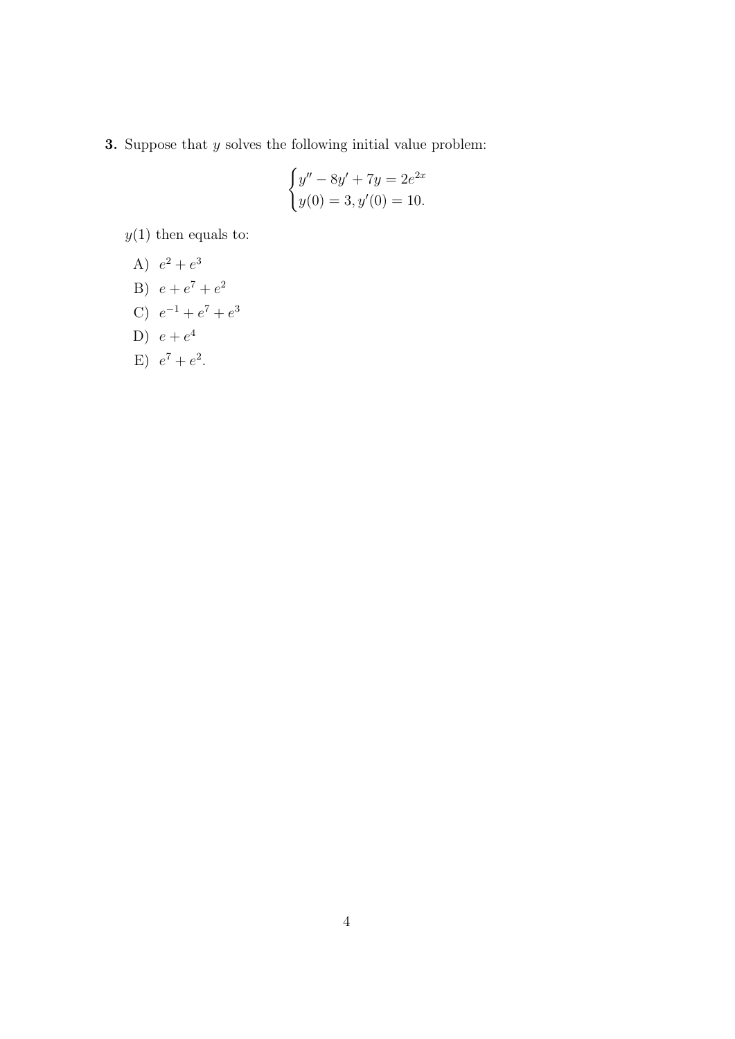**3.** Suppose that $y$ solves the following initial value problem:

$$\begin{cases} y'' - 8y' + 7y = 2e^{2x} \\ y(0) = 3, y'(0) = 10. \end{cases}$$

$y(1)$ then equals to:

A) $e^2 + e^3$

B) $e + e^7 + e^2$

C) $e^{-1} + e^7 + e^3$

D) $e + e^4$

E) $e^7 + e^2$.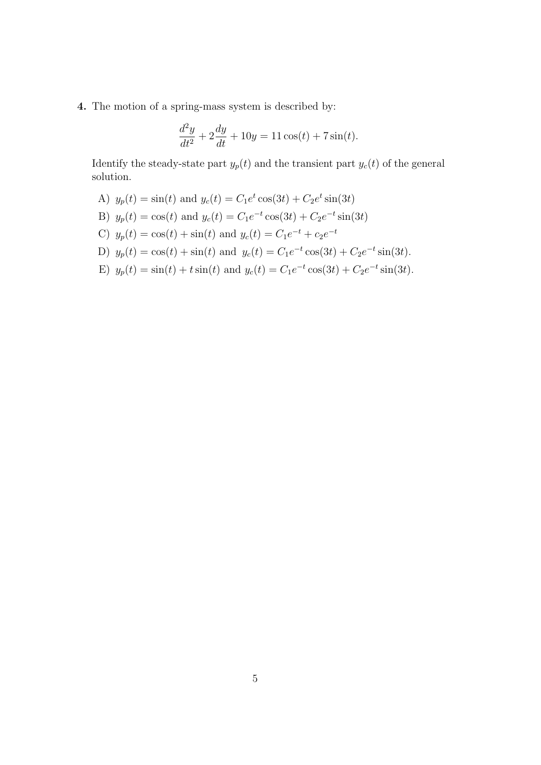**4.** The motion of a spring-mass system is described by:

$$\frac{d^2y}{dt^2} + 2\frac{dy}{dt} + 10y = 11\cos(t) + 7\sin(t).$$

Identify the steady-state part $y_p(t)$ and the transient part $y_c(t)$ of the general solution.

A) $y_p(t) = \sin(t)$ and $y_c(t) = C_1 e^{t}\cos(3t) + C_2 e^{t}\sin(3t)$

B) $y_p(t) = \cos(t)$ and $y_c(t) = C_1 e^{-t}\cos(3t) + C_2 e^{-t}\sin(3t)$

C) $y_p(t) = \cos(t) + \sin(t)$ and $y_c(t) = C_1 e^{-t} + c_2 e^{-t}$

D) $y_p(t) = \cos(t) + \sin(t)$ and $y_c(t) = C_1 e^{-t}\cos(3t) + C_2 e^{-t}\sin(3t)$.

E) $y_p(t) = \sin(t) + t\sin(t)$ and $y_c(t) = C_1 e^{-t}\cos(3t) + C_2 e^{-t}\sin(3t)$.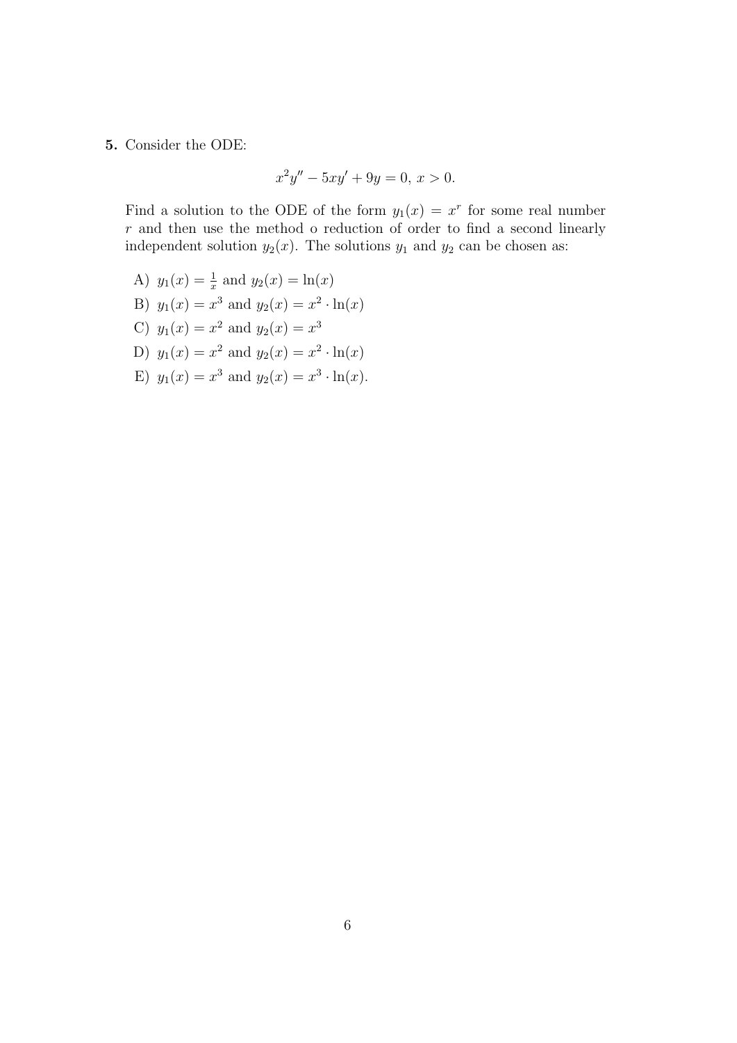**5.** Consider the ODE:

$$x^2y'' - 5xy' + 9y = 0,\ x > 0.$$

Find a solution to the ODE of the form $y_1(x) = x^r$ for some real number $r$ and then use the method o reduction of order to find a second linearly independent solution $y_2(x)$. The solutions $y_1$ and $y_2$ can be chosen as:

A) $y_1(x) = \frac{1}{x}$ and $y_2(x) = \ln(x)$

B) $y_1(x) = x^3$ and $y_2(x) = x^2 \cdot \ln(x)$

C) $y_1(x) = x^2$ and $y_2(x) = x^3$

D) $y_1(x) = x^2$ and $y_2(x) = x^2 \cdot \ln(x)$

E) $y_1(x) = x^3$ and $y_2(x) = x^3 \cdot \ln(x)$.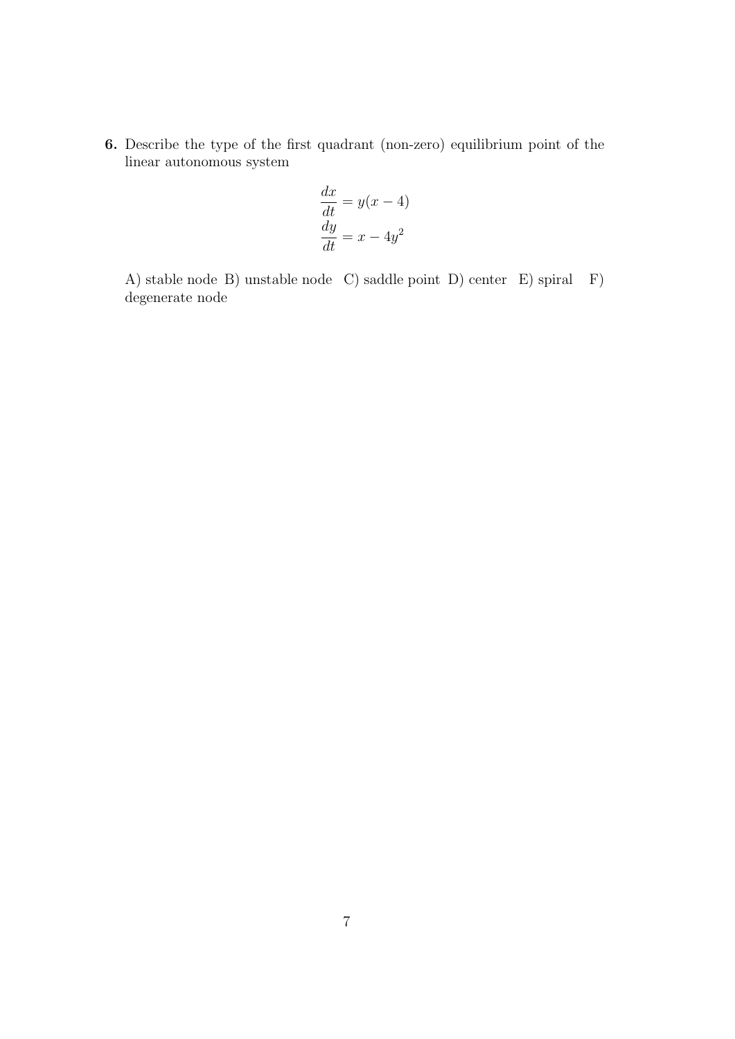**6.** Describe the type of the first quadrant (non-zero) equilibrium point of the linear autonomous system

$$
\begin{aligned}
\frac{dx}{dt} &= y(x-4) \\
\frac{dy}{dt} &= x - 4y^2
\end{aligned}
$$

A) stable node B) unstable node C) saddle point D) center E) spiral F) degenerate node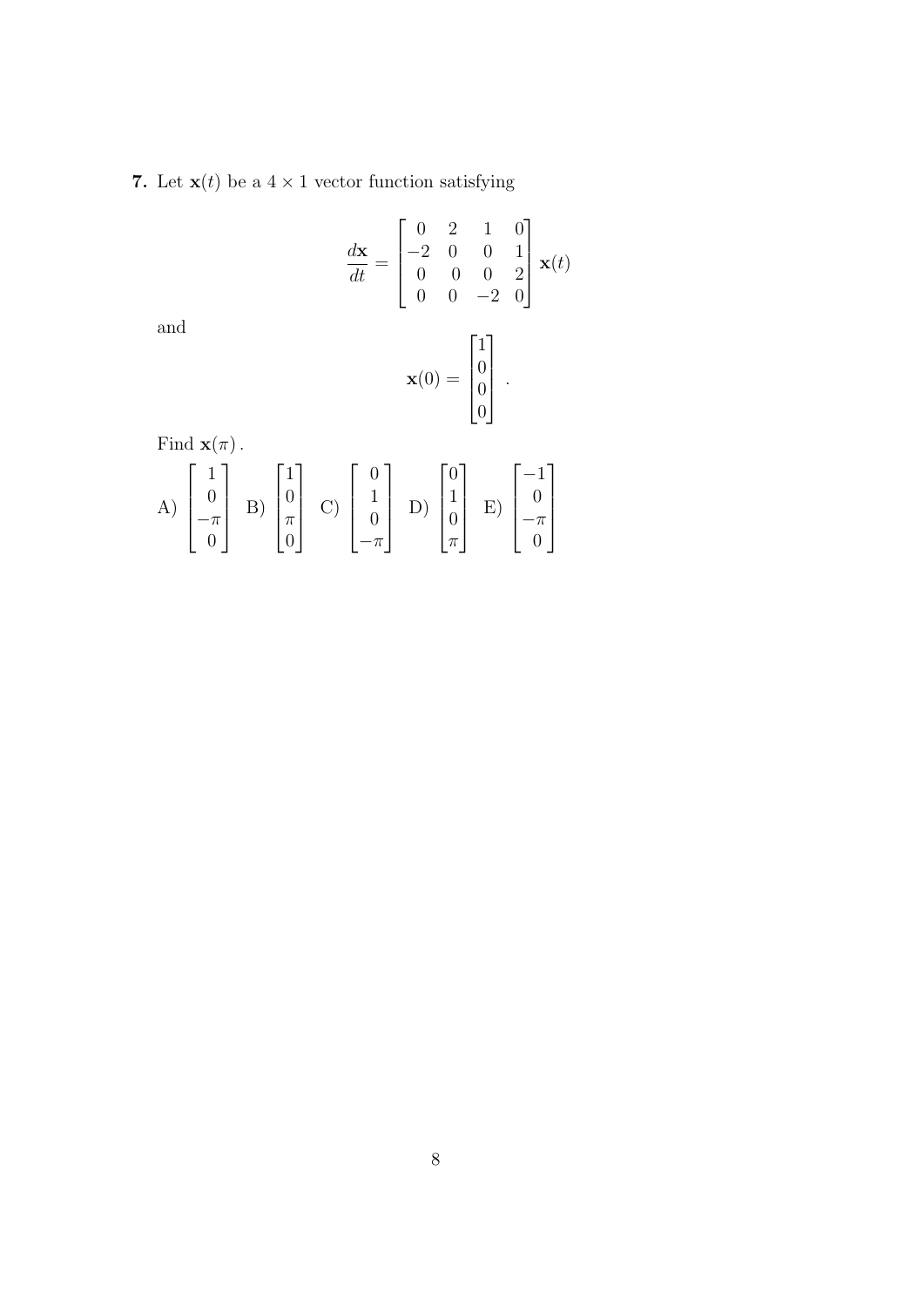**7.** Let $\mathbf{x}(t)$ be a $4 \times 1$ vector function satisfying

$$\frac{d\mathbf{x}}{dt} = \begin{bmatrix} 0 & 2 & 1 & 0 \\ -2 & 0 & 0 & 1 \\ 0 & 0 & 0 & 2 \\ 0 & 0 & -2 & 0 \end{bmatrix} \mathbf{x}(t)$$

and

$$\mathbf{x}(0) = \begin{bmatrix} 1 \\ 0 \\ 0 \\ 0 \end{bmatrix}.$$

Find $\mathbf{x}(\pi)$.

A) $\begin{bmatrix} 1 \\ 0 \\ -\pi \\ 0 \end{bmatrix}$ B) $\begin{bmatrix} 1 \\ 0 \\ \pi \\ 0 \end{bmatrix}$ C) $\begin{bmatrix} 0 \\ 1 \\ 0 \\ -\pi \end{bmatrix}$ D) $\begin{bmatrix} 0 \\ 1 \\ 0 \\ \pi \end{bmatrix}$ E) $\begin{bmatrix} -1 \\ 0 \\ -\pi \\ 0 \end{bmatrix}$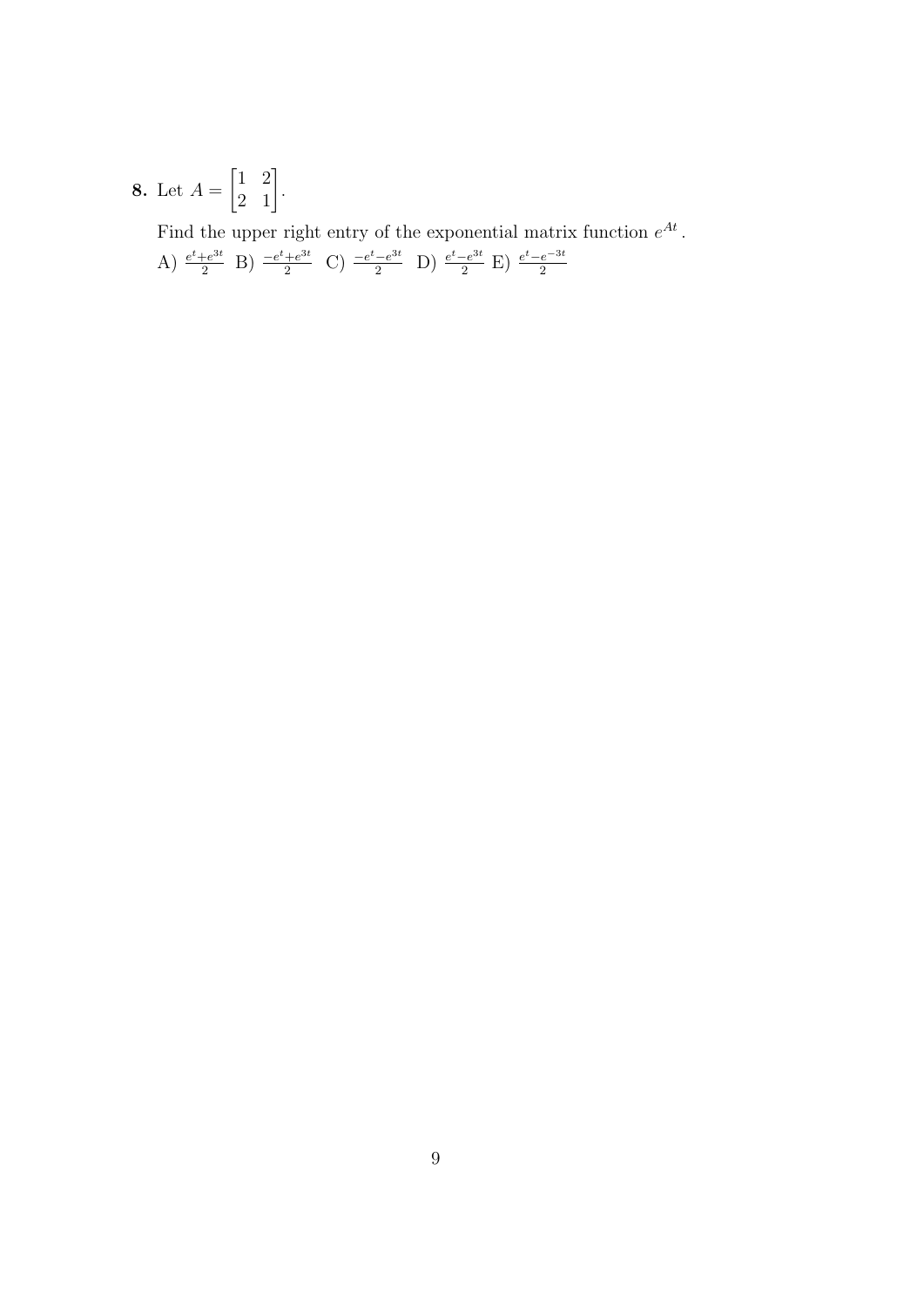**8.** Let $A = \begin{bmatrix} 1 & 2 \\ 2 & 1 \end{bmatrix}$.

Find the upper right entry of the exponential matrix function $e^{At}$.

A) $\frac{e^t + e^{3t}}{2}$ B) $\frac{-e^t + e^{3t}}{2}$ C) $\frac{-e^t - e^{3t}}{2}$ D) $\frac{e^t - e^{3t}}{2}$ E) $\frac{e^t - e^{-3t}}{2}$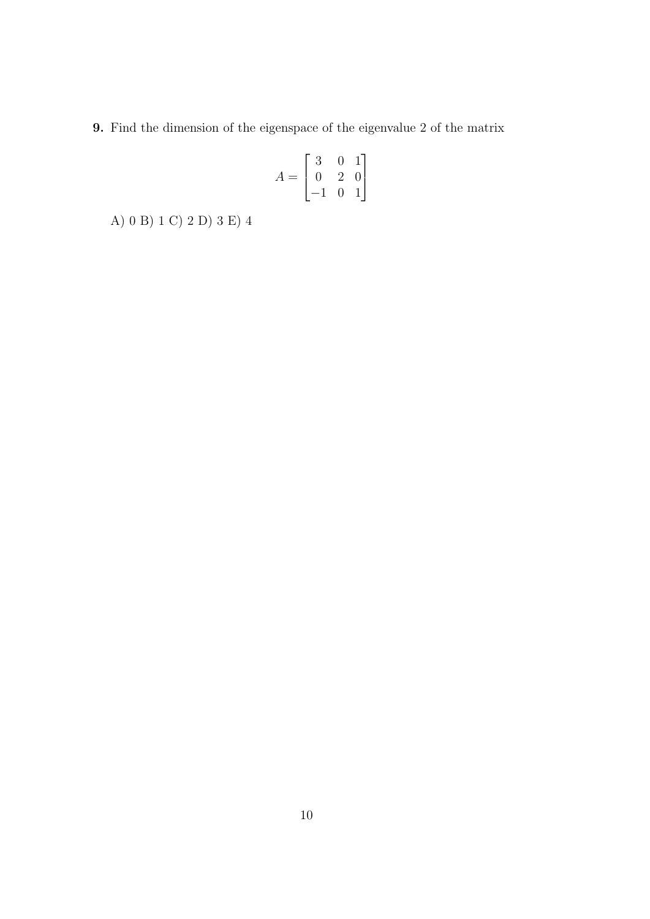**9.** Find the dimension of the eigenspace of the eigenvalue 2 of the matrix

$$A = \begin{bmatrix} 3 & 0 & 1 \\ 0 & 2 & 0 \\ -1 & 0 & 1 \end{bmatrix}$$

A) 0 B) 1 C) 2 D) 3 E) 4